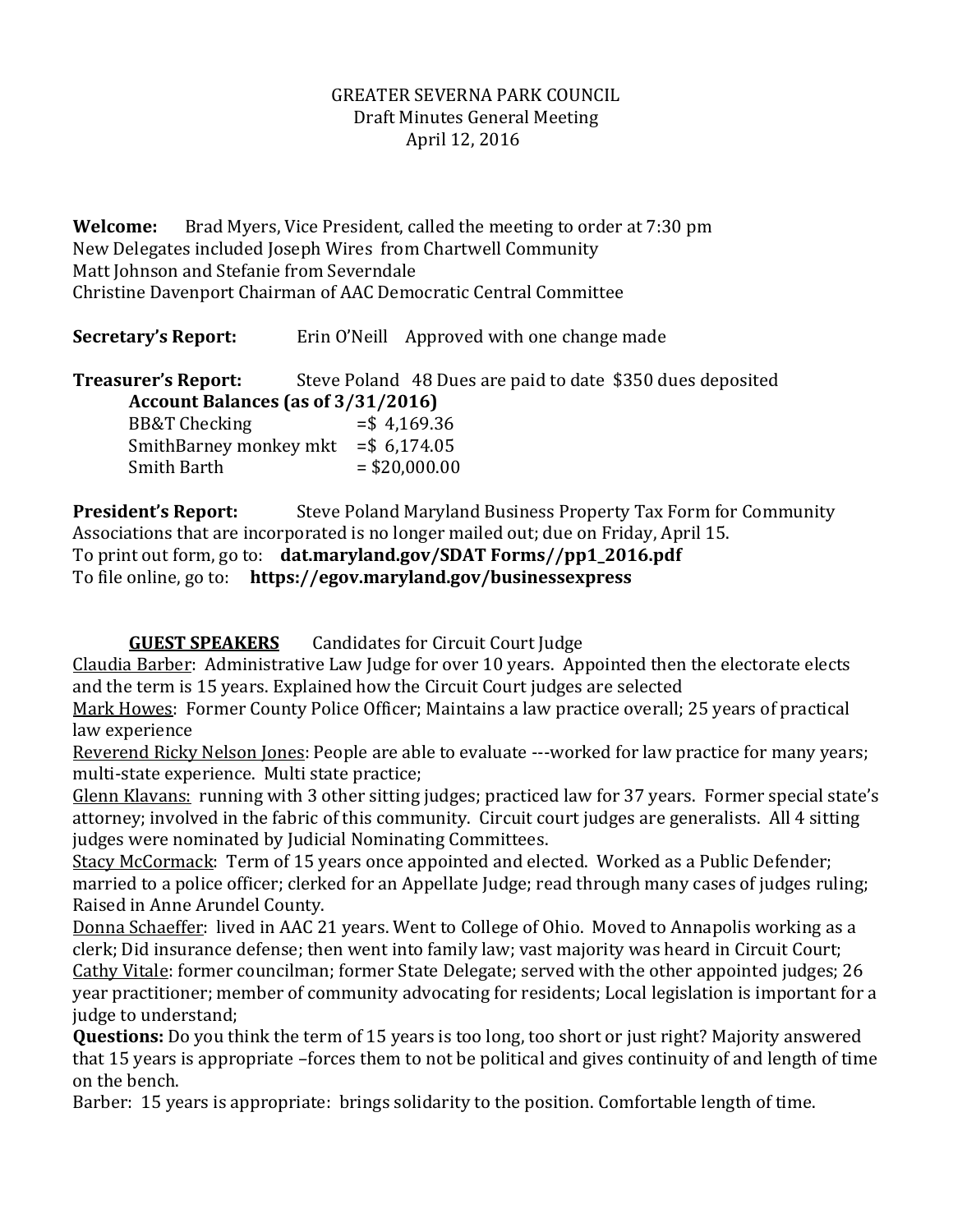GREATER SEVERNA PARK COUNCIL
Draft Minutes General Meeting
April 12, 2016

**Welcome:** Brad Myers, Vice President, called the meeting to order at 7:30 pm
New Delegates included Joseph Wires from Chartwell Community
Matt Johnson and Stefanie from Severndale
Christine Davenport Chairman of AAC Democratic Central Committee

**Secretary's Report:** Erin O'Neill Approved with one change made

**Treasurer's Report:** Steve Poland 48 Dues are paid to date $350 dues deposited

**Account Balances (as of 3/31/2016)**

| | |
|---|---|
| BB&T Checking | =$ 4,169.36 |
| SmithBarney monkey mkt | =$ 6,174.05 |
| Smith Barth | = $20,000.00 |

**President's Report:** Steve Poland Maryland Business Property Tax Form for Community Associations that are incorporated is no longer mailed out; due on Friday, April 15.
To print out form, go to: **dat.maryland.gov/SDAT Forms//pp1_2016.pdf**
To file online, go to: **https://egov.maryland.gov/businessexpress**

**GUEST SPEAKERS** Candidates for Circuit Court Judge

Claudia Barber: Administrative Law Judge for over 10 years. Appointed then the electorate elects and the term is 15 years. Explained how the Circuit Court judges are selected

Mark Howes: Former County Police Officer; Maintains a law practice overall; 25 years of practical law experience

Reverend Ricky Nelson Jones: People are able to evaluate ---worked for law practice for many years; multi-state experience. Multi state practice;

Glenn Klavans: running with 3 other sitting judges; practiced law for 37 years. Former special state's attorney; involved in the fabric of this community. Circuit court judges are generalists. All 4 sitting judges were nominated by Judicial Nominating Committees.

Stacy McCormack: Term of 15 years once appointed and elected. Worked as a Public Defender; married to a police officer; clerked for an Appellate Judge; read through many cases of judges ruling; Raised in Anne Arundel County.

Donna Schaeffer: lived in AAC 21 years. Went to College of Ohio. Moved to Annapolis working as a clerk; Did insurance defense; then went into family law; vast majority was heard in Circuit Court;

Cathy Vitale: former councilman; former State Delegate; served with the other appointed judges; 26 year practitioner; member of community advocating for residents; Local legislation is important for a judge to understand;

**Questions:** Do you think the term of 15 years is too long, too short or just right? Majority answered that 15 years is appropriate –forces them to not be political and gives continuity of and length of time on the bench.

Barber: 15 years is appropriate: brings solidarity to the position. Comfortable length of time.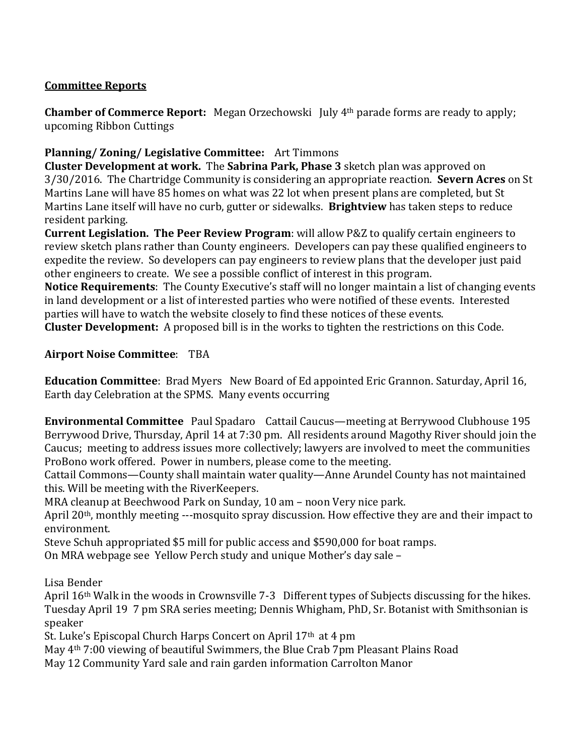**Committee Reports**

**Chamber of Commerce Report:** Megan Orzechowski July 4th parade forms are ready to apply; upcoming Ribbon Cuttings

**Planning/ Zoning/ Legislative Committee:** Art Timmons
**Cluster Development at work.** The **Sabrina Park, Phase 3** sketch plan was approved on 3/30/2016. The Chartridge Community is considering an appropriate reaction. **Severn Acres** on St Martins Lane will have 85 homes on what was 22 lot when present plans are completed, but St Martins Lane itself will have no curb, gutter or sidewalks. **Brightview** has taken steps to reduce resident parking.
**Current Legislation. The Peer Review Program**: will allow P&Z to qualify certain engineers to review sketch plans rather than County engineers. Developers can pay these qualified engineers to expedite the review. So developers can pay engineers to review plans that the developer just paid other engineers to create. We see a possible conflict of interest in this program.
**Notice Requirements**: The County Executive's staff will no longer maintain a list of changing events in land development or a list of interested parties who were notified of these events. Interested parties will have to watch the website closely to find these notices of these events.
**Cluster Development:** A proposed bill is in the works to tighten the restrictions on this Code.

**Airport Noise Committee**: TBA

**Education Committee**: Brad Myers New Board of Ed appointed Eric Grannon. Saturday, April 16, Earth day Celebration at the SPMS. Many events occurring

**Environmental Committee** Paul Spadaro Cattail Caucus—meeting at Berrywood Clubhouse 195 Berrywood Drive, Thursday, April 14 at 7:30 pm. All residents around Magothy River should join the Caucus; meeting to address issues more collectively; lawyers are involved to meet the communities ProBono work offered. Power in numbers, please come to the meeting.
Cattail Commons—County shall maintain water quality—Anne Arundel County has not maintained this. Will be meeting with the RiverKeepers.
MRA cleanup at Beechwood Park on Sunday, 10 am – noon Very nice park.
April 20th, monthly meeting ---mosquito spray discussion. How effective they are and their impact to environment.
Steve Schuh appropriated $5 mill for public access and $590,000 for boat ramps.
On MRA webpage see Yellow Perch study and unique Mother's day sale –

Lisa Bender
April 16th Walk in the woods in Crownsville 7-3 Different types of Subjects discussing for the hikes.
Tuesday April 19 7 pm SRA series meeting; Dennis Whigham, PhD, Sr. Botanist with Smithsonian is speaker
St. Luke's Episcopal Church Harps Concert on April 17th at 4 pm
May 4th 7:00 viewing of beautiful Swimmers, the Blue Crab 7pm Pleasant Plains Road
May 12 Community Yard sale and rain garden information Carrolton Manor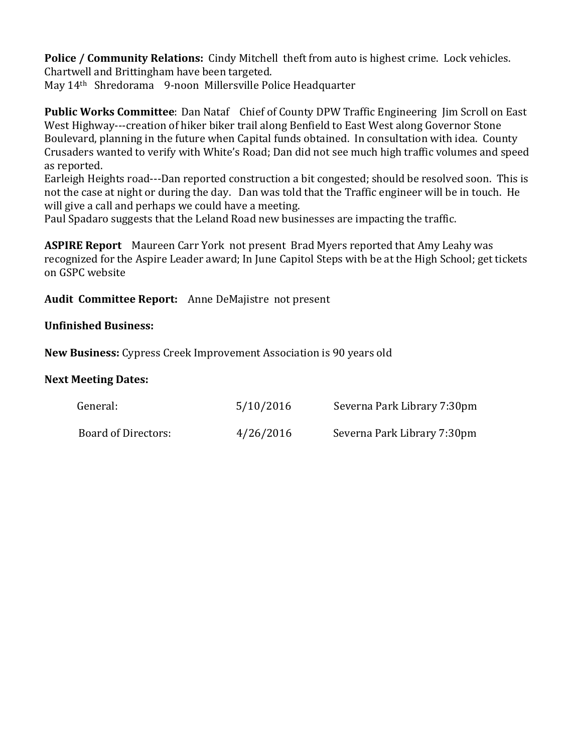**Police / Community Relations:** Cindy Mitchell theft from auto is highest crime. Lock vehicles. Chartwell and Brittingham have been targeted.
May 14th Shredorama 9-noon Millersville Police Headquarter

**Public Works Committee**: Dan Nataf Chief of County DPW Traffic Engineering Jim Scroll on East West Highway---creation of hiker biker trail along Benfield to East West along Governor Stone Boulevard, planning in the future when Capital funds obtained. In consultation with idea. County Crusaders wanted to verify with White's Road; Dan did not see much high traffic volumes and speed as reported.
Earleigh Heights road---Dan reported construction a bit congested; should be resolved soon. This is not the case at night or during the day. Dan was told that the Traffic engineer will be in touch. He will give a call and perhaps we could have a meeting.
Paul Spadaro suggests that the Leland Road new businesses are impacting the traffic.

**ASPIRE Report** Maureen Carr York not present Brad Myers reported that Amy Leahy was recognized for the Aspire Leader award; In June Capitol Steps with be at the High School; get tickets on GSPC website

**Audit Committee Report:** Anne DeMajistre not present

**Unfinished Business:**

**New Business:** Cypress Creek Improvement Association is 90 years old

**Next Meeting Dates:**

| | | |
|---|---|---|
| General: | 5/10/2016 | Severna Park Library 7:30pm |
| Board of Directors: | 4/26/2016 | Severna Park Library 7:30pm |